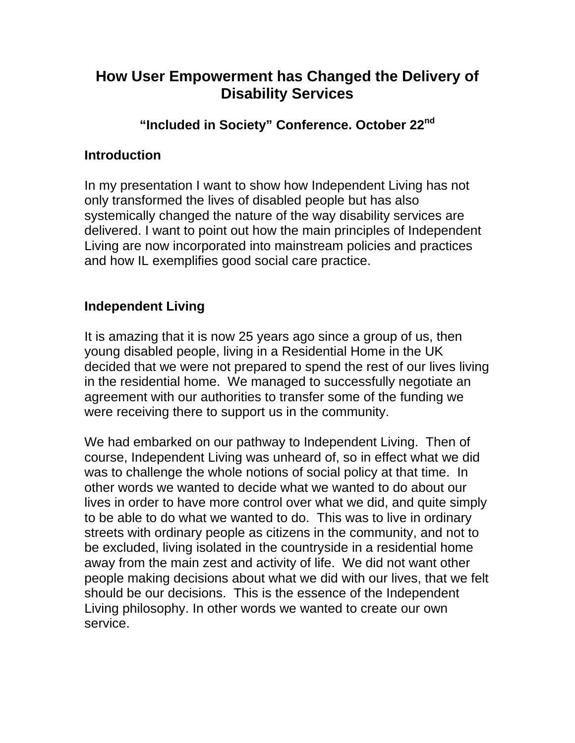# How User Empowerment has Changed the Delivery of Disability Services

## "Included in Society" Conference. October 22nd

### Introduction

In my presentation I want to show how Independent Living has not only transformed the lives of disabled people but has also systemically changed the nature of the way disability services are delivered. I want to point out how the main principles of Independent Living are now incorporated into mainstream policies and practices and how IL exemplifies good social care practice.

### Independent Living

It is amazing that it is now 25 years ago since a group of us, then young disabled people, living in a Residential Home in the UK decided that we were not prepared to spend the rest of our lives living in the residential home. We managed to successfully negotiate an agreement with our authorities to transfer some of the funding we were receiving there to support us in the community.

We had embarked on our pathway to Independent Living. Then of course, Independent Living was unheard of, so in effect what we did was to challenge the whole notions of social policy at that time. In other words we wanted to decide what we wanted to do about our lives in order to have more control over what we did, and quite simply to be able to do what we wanted to do. This was to live in ordinary streets with ordinary people as citizens in the community, and not to be excluded, living isolated in the countryside in a residential home away from the main zest and activity of life. We did not want other people making decisions about what we did with our lives, that we felt should be our decisions. This is the essence of the Independent Living philosophy. In other words we wanted to create our own service.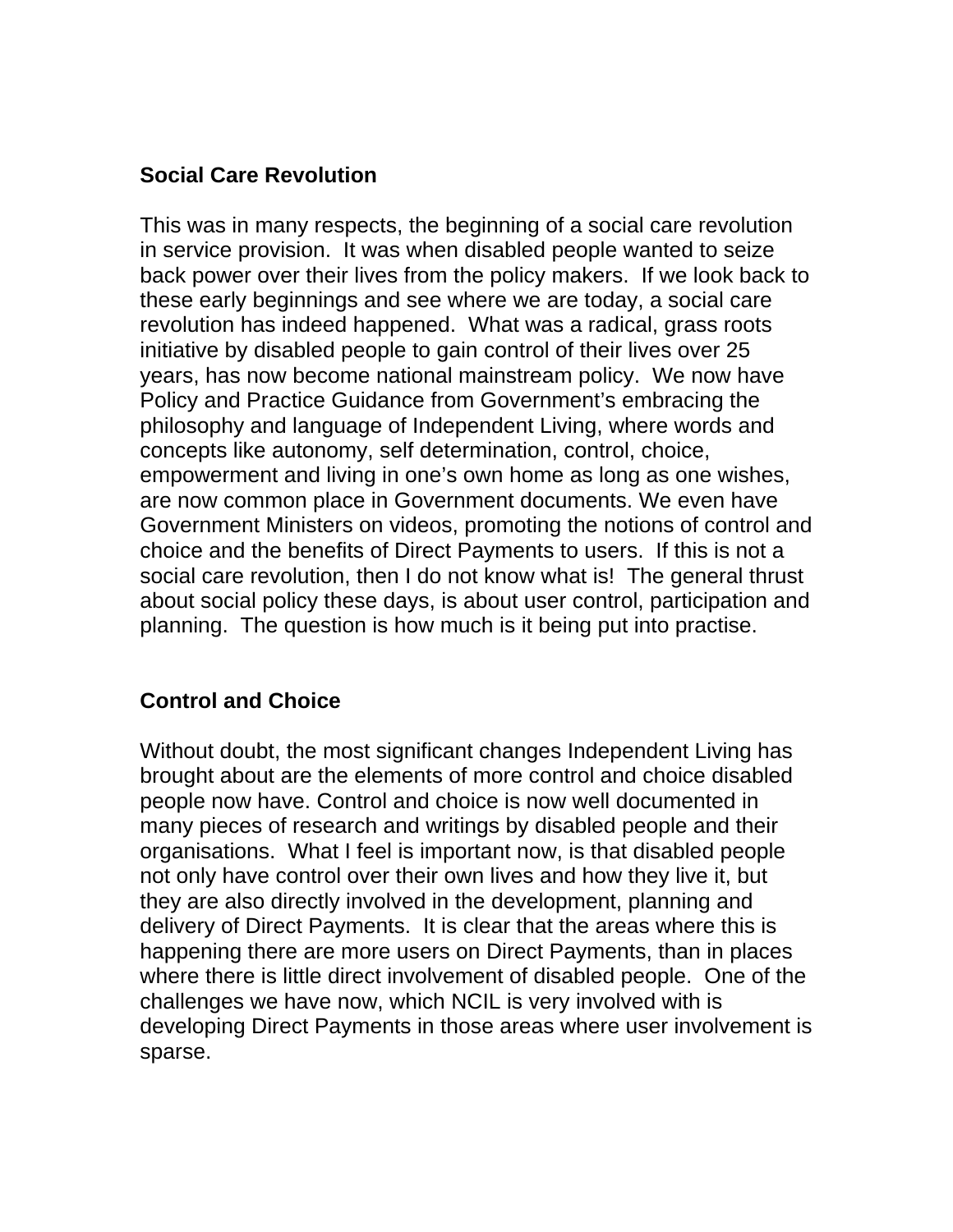## Social Care Revolution

This was in many respects, the beginning of a social care revolution in service provision. It was when disabled people wanted to seize back power over their lives from the policy makers. If we look back to these early beginnings and see where we are today, a social care revolution has indeed happened. What was a radical, grass roots initiative by disabled people to gain control of their lives over 25 years, has now become national mainstream policy. We now have Policy and Practice Guidance from Government's embracing the philosophy and language of Independent Living, where words and concepts like autonomy, self determination, control, choice, empowerment and living in one's own home as long as one wishes, are now common place in Government documents. We even have Government Ministers on videos, promoting the notions of control and choice and the benefits of Direct Payments to users. If this is not a social care revolution, then I do not know what is! The general thrust about social policy these days, is about user control, participation and planning. The question is how much is it being put into practise.

## Control and Choice

Without doubt, the most significant changes Independent Living has brought about are the elements of more control and choice disabled people now have. Control and choice is now well documented in many pieces of research and writings by disabled people and their organisations. What I feel is important now, is that disabled people not only have control over their own lives and how they live it, but they are also directly involved in the development, planning and delivery of Direct Payments. It is clear that the areas where this is happening there are more users on Direct Payments, than in places where there is little direct involvement of disabled people. One of the challenges we have now, which NCIL is very involved with is developing Direct Payments in those areas where user involvement is sparse.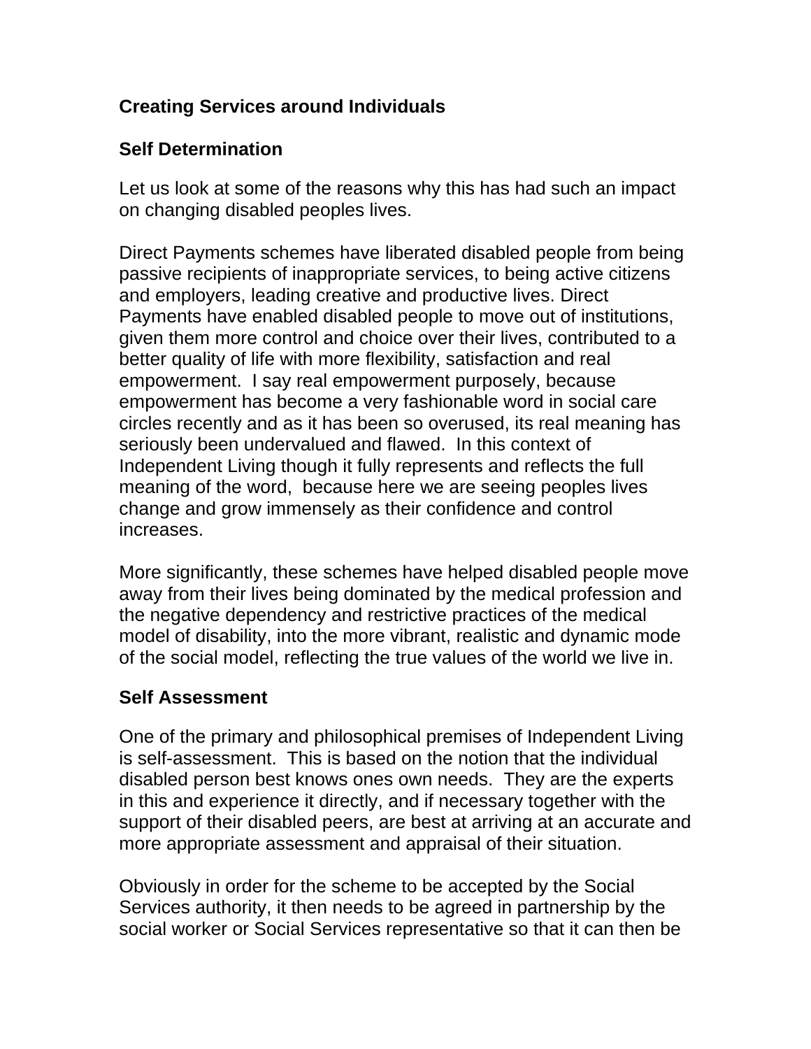**Creating Services around Individuals**

**Self Determination**

Let us look at some of the reasons why this has had such an impact on changing disabled peoples lives.

Direct Payments schemes have liberated disabled people from being passive recipients of inappropriate services, to being active citizens and employers, leading creative and productive lives. Direct Payments have enabled disabled people to move out of institutions, given them more control and choice over their lives, contributed to a better quality of life with more flexibility, satisfaction and real empowerment. I say real empowerment purposely, because empowerment has become a very fashionable word in social care circles recently and as it has been so overused, its real meaning has seriously been undervalued and flawed. In this context of Independent Living though it fully represents and reflects the full meaning of the word, because here we are seeing peoples lives change and grow immensely as their confidence and control increases.

More significantly, these schemes have helped disabled people move away from their lives being dominated by the medical profession and the negative dependency and restrictive practices of the medical model of disability, into the more vibrant, realistic and dynamic mode of the social model, reflecting the true values of the world we live in.

**Self Assessment**

One of the primary and philosophical premises of Independent Living is self-assessment. This is based on the notion that the individual disabled person best knows ones own needs. They are the experts in this and experience it directly, and if necessary together with the support of their disabled peers, are best at arriving at an accurate and more appropriate assessment and appraisal of their situation.

Obviously in order for the scheme to be accepted by the Social Services authority, it then needs to be agreed in partnership by the social worker or Social Services representative so that it can then be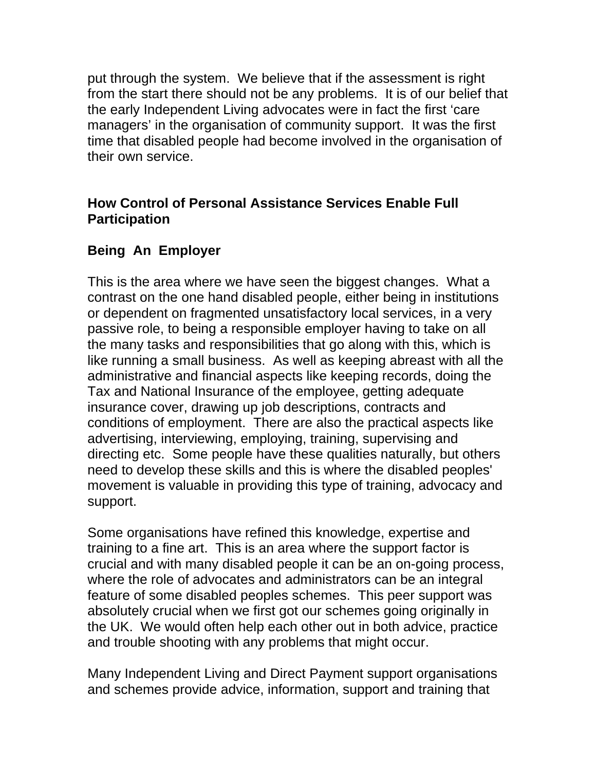put through the system. We believe that if the assessment is right from the start there should not be any problems. It is of our belief that the early Independent Living advocates were in fact the first 'care managers' in the organisation of community support. It was the first time that disabled people had become involved in the organisation of their own service.

## How Control of Personal Assistance Services Enable Full Participation

### Being An Employer

This is the area where we have seen the biggest changes. What a contrast on the one hand disabled people, either being in institutions or dependent on fragmented unsatisfactory local services, in a very passive role, to being a responsible employer having to take on all the many tasks and responsibilities that go along with this, which is like running a small business. As well as keeping abreast with all the administrative and financial aspects like keeping records, doing the Tax and National Insurance of the employee, getting adequate insurance cover, drawing up job descriptions, contracts and conditions of employment. There are also the practical aspects like advertising, interviewing, employing, training, supervising and directing etc. Some people have these qualities naturally, but others need to develop these skills and this is where the disabled peoples' movement is valuable in providing this type of training, advocacy and support.

Some organisations have refined this knowledge, expertise and training to a fine art. This is an area where the support factor is crucial and with many disabled people it can be an on-going process, where the role of advocates and administrators can be an integral feature of some disabled peoples schemes. This peer support was absolutely crucial when we first got our schemes going originally in the UK. We would often help each other out in both advice, practice and trouble shooting with any problems that might occur.

Many Independent Living and Direct Payment support organisations and schemes provide advice, information, support and training that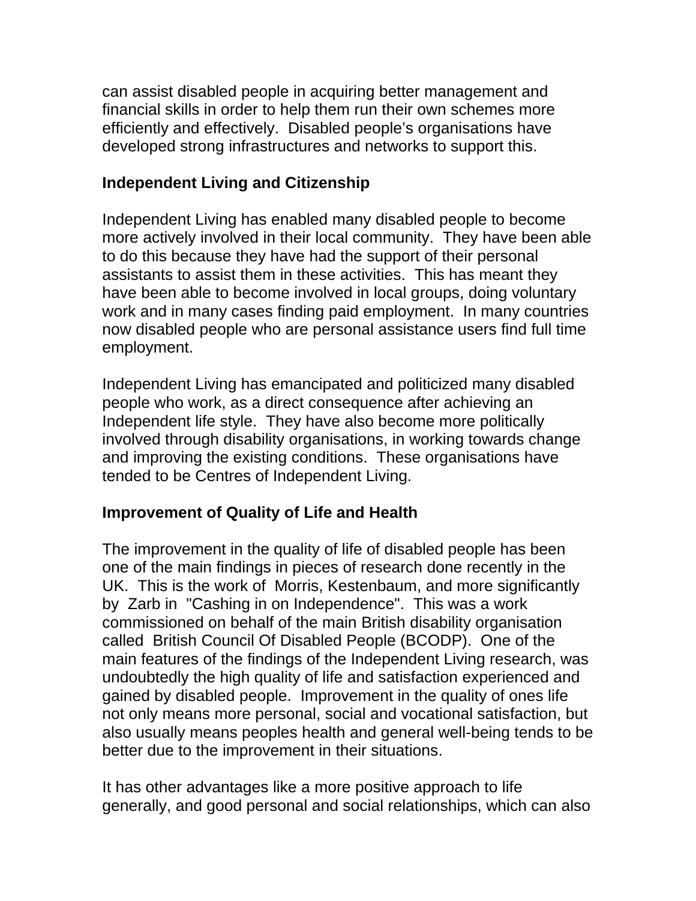can assist disabled people in acquiring better management and financial skills in order to help them run their own schemes more efficiently and effectively. Disabled people's organisations have developed strong infrastructures and networks to support this.

**Independent Living and Citizenship**

Independent Living has enabled many disabled people to become more actively involved in their local community. They have been able to do this because they have had the support of their personal assistants to assist them in these activities. This has meant they have been able to become involved in local groups, doing voluntary work and in many cases finding paid employment. In many countries now disabled people who are personal assistance users find full time employment.

Independent Living has emancipated and politicized many disabled people who work, as a direct consequence after achieving an Independent life style. They have also become more politically involved through disability organisations, in working towards change and improving the existing conditions. These organisations have tended to be Centres of Independent Living.

**Improvement of Quality of Life and Health**

The improvement in the quality of life of disabled people has been one of the main findings in pieces of research done recently in the UK. This is the work of Morris, Kestenbaum, and more significantly by Zarb in "Cashing in on Independence". This was a work commissioned on behalf of the main British disability organisation called British Council Of Disabled People (BCODP). One of the main features of the findings of the Independent Living research, was undoubtedly the high quality of life and satisfaction experienced and gained by disabled people. Improvement in the quality of ones life not only means more personal, social and vocational satisfaction, but also usually means peoples health and general well-being tends to be better due to the improvement in their situations.

It has other advantages like a more positive approach to life generally, and good personal and social relationships, which can also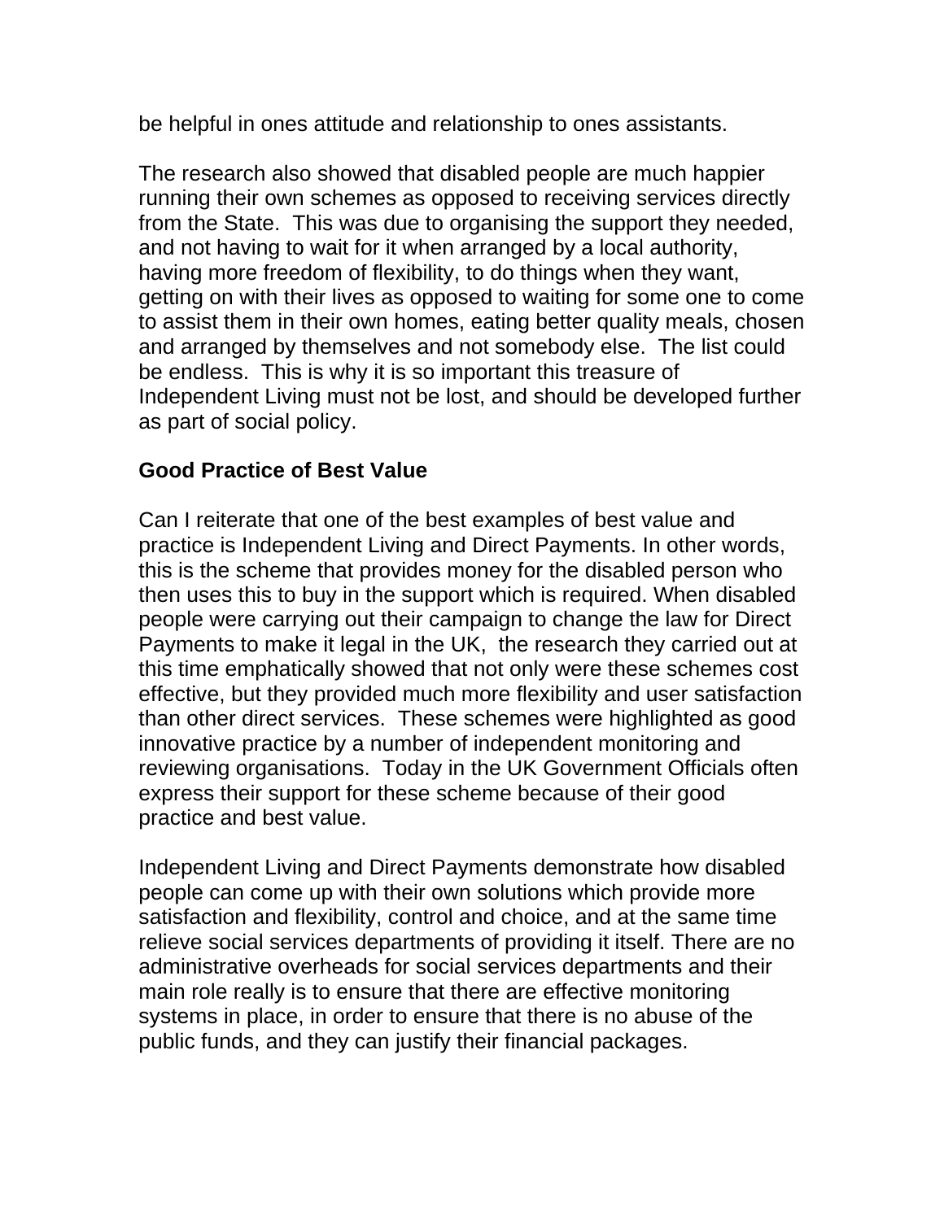be helpful in ones attitude and relationship to ones assistants.

The research also showed that disabled people are much happier running their own schemes as opposed to receiving services directly from the State. This was due to organising the support they needed, and not having to wait for it when arranged by a local authority, having more freedom of flexibility, to do things when they want, getting on with their lives as opposed to waiting for some one to come to assist them in their own homes, eating better quality meals, chosen and arranged by themselves and not somebody else. The list could be endless. This is why it is so important this treasure of Independent Living must not be lost, and should be developed further as part of social policy.

**Good Practice of Best Value**

Can I reiterate that one of the best examples of best value and practice is Independent Living and Direct Payments. In other words, this is the scheme that provides money for the disabled person who then uses this to buy in the support which is required. When disabled people were carrying out their campaign to change the law for Direct Payments to make it legal in the UK, the research they carried out at this time emphatically showed that not only were these schemes cost effective, but they provided much more flexibility and user satisfaction than other direct services. These schemes were highlighted as good innovative practice by a number of independent monitoring and reviewing organisations. Today in the UK Government Officials often express their support for these scheme because of their good practice and best value.

Independent Living and Direct Payments demonstrate how disabled people can come up with their own solutions which provide more satisfaction and flexibility, control and choice, and at the same time relieve social services departments of providing it itself. There are no administrative overheads for social services departments and their main role really is to ensure that there are effective monitoring systems in place, in order to ensure that there is no abuse of the public funds, and they can justify their financial packages.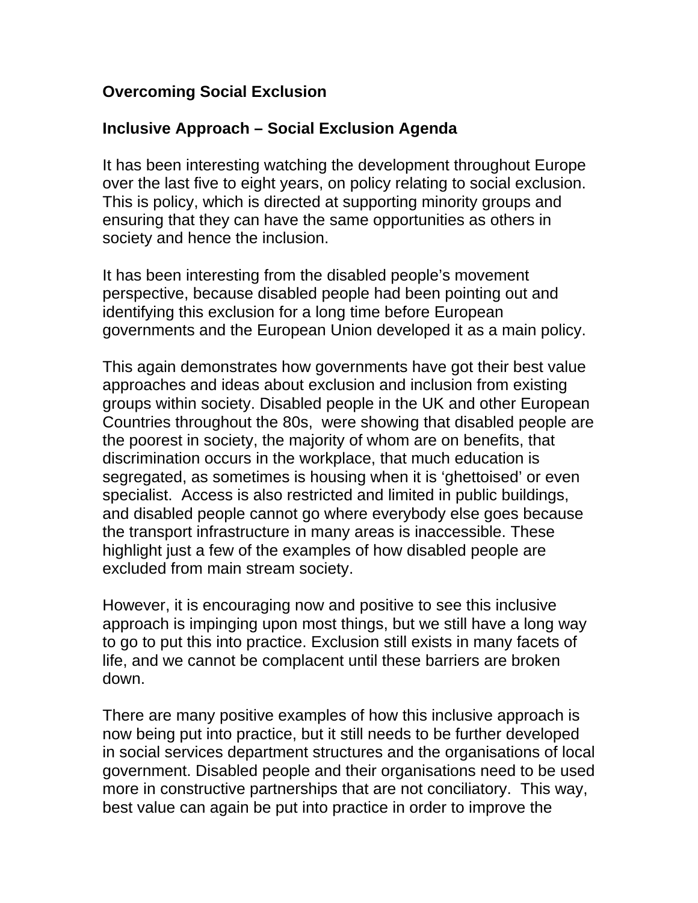**Overcoming Social Exclusion**

**Inclusive Approach – Social Exclusion Agenda**

It has been interesting watching the development throughout Europe over the last five to eight years, on policy relating to social exclusion. This is policy, which is directed at supporting minority groups and ensuring that they can have the same opportunities as others in society and hence the inclusion.

It has been interesting from the disabled people's movement perspective, because disabled people had been pointing out and identifying this exclusion for a long time before European governments and the European Union developed it as a main policy.

This again demonstrates how governments have got their best value approaches and ideas about exclusion and inclusion from existing groups within society. Disabled people in the UK and other European Countries throughout the 80s, were showing that disabled people are the poorest in society, the majority of whom are on benefits, that discrimination occurs in the workplace, that much education is segregated, as sometimes is housing when it is 'ghettoised' or even specialist. Access is also restricted and limited in public buildings, and disabled people cannot go where everybody else goes because the transport infrastructure in many areas is inaccessible. These highlight just a few of the examples of how disabled people are excluded from main stream society.

However, it is encouraging now and positive to see this inclusive approach is impinging upon most things, but we still have a long way to go to put this into practice. Exclusion still exists in many facets of life, and we cannot be complacent until these barriers are broken down.

There are many positive examples of how this inclusive approach is now being put into practice, but it still needs to be further developed in social services department structures and the organisations of local government. Disabled people and their organisations need to be used more in constructive partnerships that are not conciliatory. This way, best value can again be put into practice in order to improve the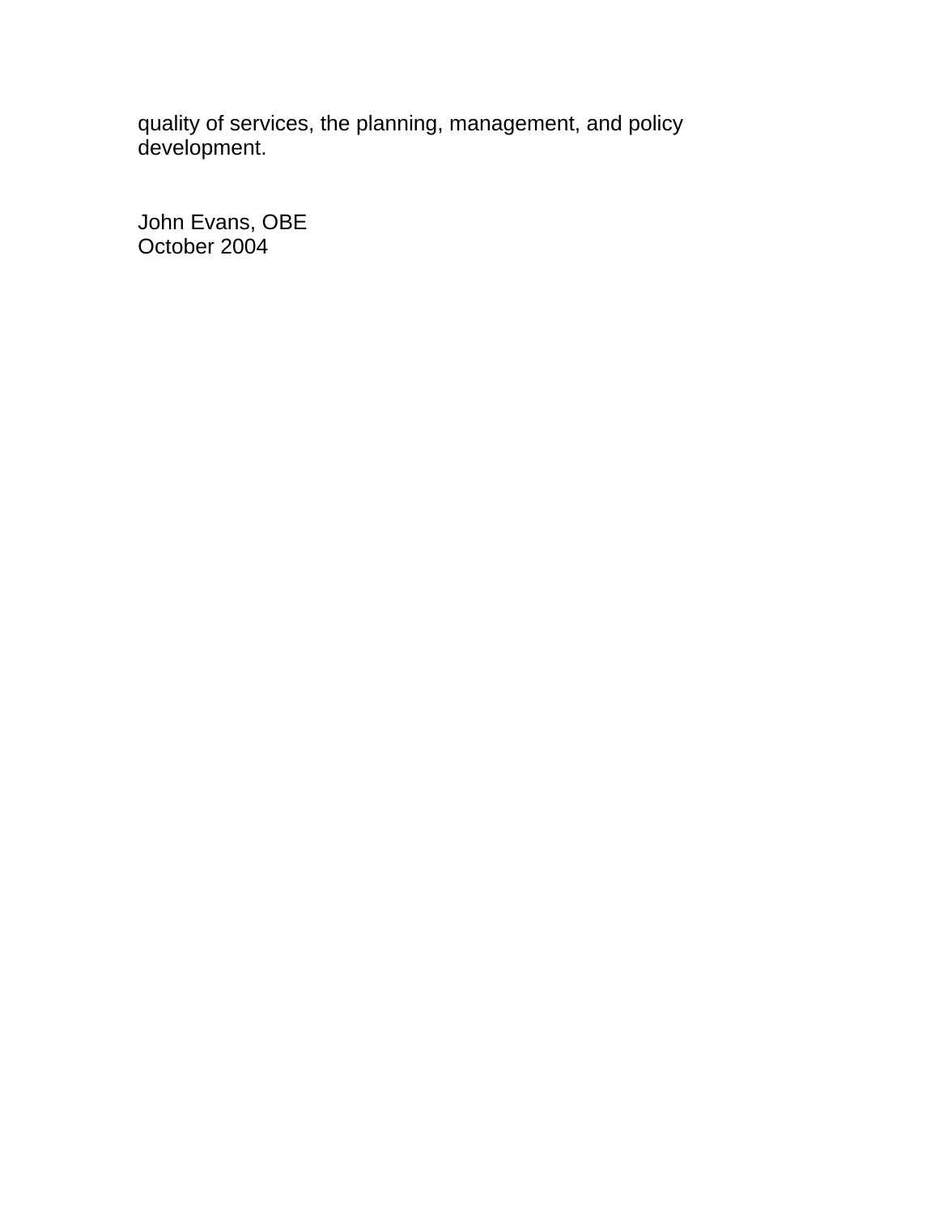quality of services, the planning, management, and policy development.

John Evans, OBE
October 2004